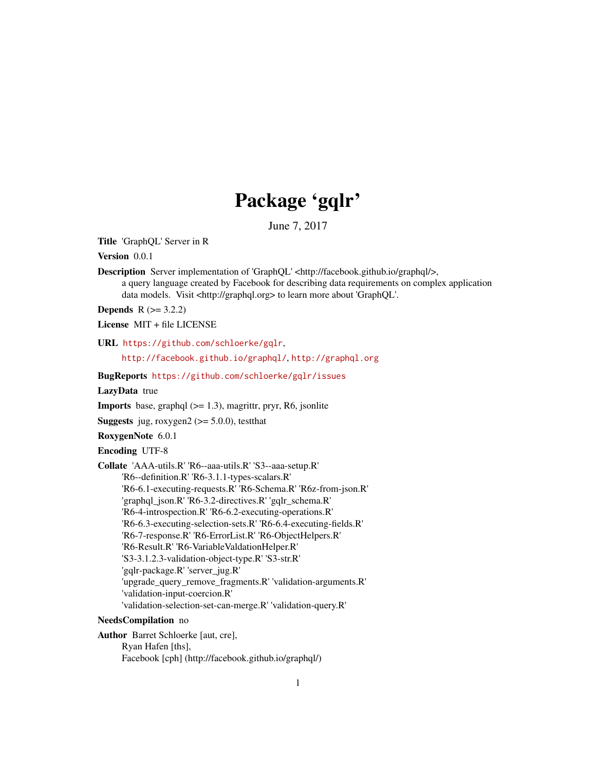# Package 'gqlr'

June 7, 2017

**Title** 'GraphQL' Server in R

**Version** 0.0.1

**Description** Server implementation of 'GraphQL' <http://facebook.github.io/graphql/>, a query language created by Facebook for describing data requirements on complex application data models. Visit <http://graphql.org> to learn more about 'GraphQL'.

**Depends** R (>= 3.2.2)

**License** MIT + file LICENSE

**URL** https://github.com/schloerke/gqlr, http://facebook.github.io/graphql/, http://graphql.org

**BugReports** https://github.com/schloerke/gqlr/issues

**LazyData** true

**Imports** base, graphql (>= 1.3), magrittr, pryr, R6, jsonlite

**Suggests** jug, roxygen2 (>= 5.0.0), testthat

**RoxygenNote** 6.0.1

**Encoding** UTF-8

**Collate** 'AAA-utils.R' 'R6--aaa-utils.R' 'S3--aaa-setup.R' 'R6--definition.R' 'R6-3.1.1-types-scalars.R' 'R6-6.1-executing-requests.R' 'R6-Schema.R' 'R6z-from-json.R' 'graphql_json.R' 'R6-3.2-directives.R' 'gqlr_schema.R' 'R6-4-introspection.R' 'R6-6.2-executing-operations.R' 'R6-6.3-executing-selection-sets.R' 'R6-6.4-executing-fields.R' 'R6-7-response.R' 'R6-ErrorList.R' 'R6-ObjectHelpers.R' 'R6-Result.R' 'R6-VariableValdationHelper.R' 'S3-3.1.2.3-validation-object-type.R' 'S3-str.R' 'gqlr-package.R' 'server_jug.R' 'upgrade_query_remove_fragments.R' 'validation-arguments.R' 'validation-input-coercion.R' 'validation-selection-set-can-merge.R' 'validation-query.R'

**NeedsCompilation** no

**Author** Barret Schloerke [aut, cre], Ryan Hafen [ths], Facebook [cph] (http://facebook.github.io/graphql/)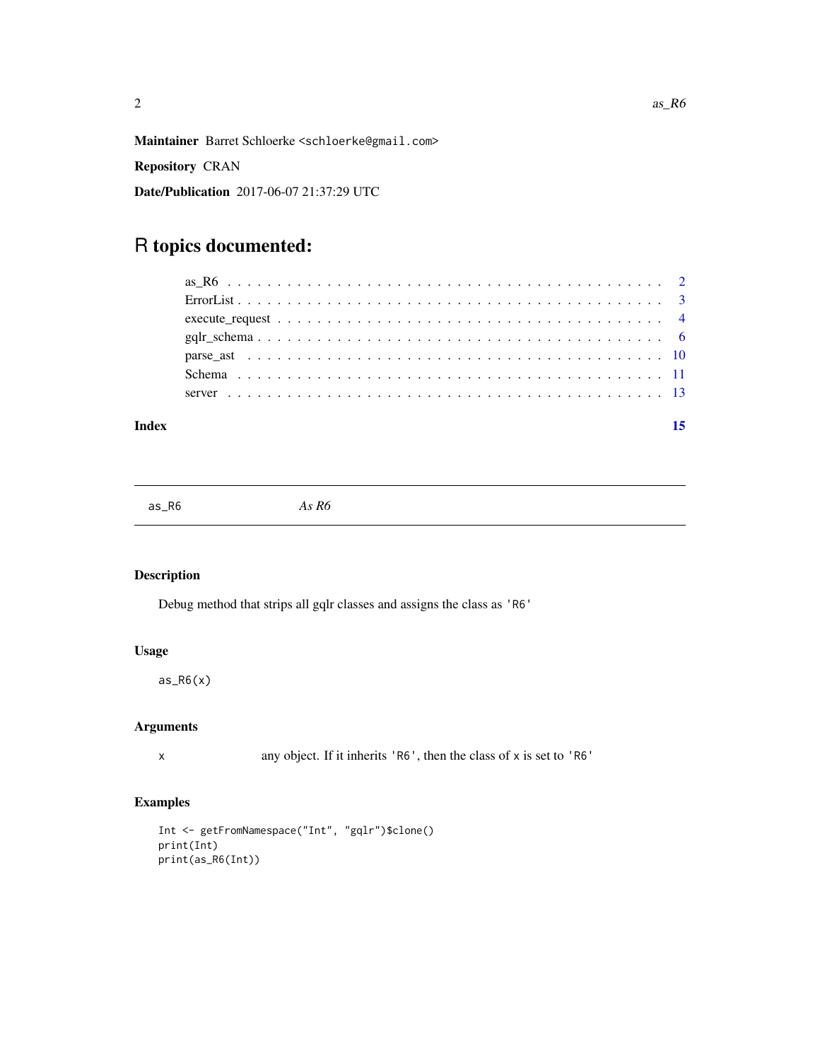**Maintainer** Barret Schloerke <schloerke@gmail.com>

**Repository** CRAN

**Date/Publication** 2017-06-07 21:37:29 UTC

# R topics documented:

- as_R6 . . . . . . . . . . . . . . . . . . . . . . . . . . . . . . . . . . . . . . . . 2
- ErrorList . . . . . . . . . . . . . . . . . . . . . . . . . . . . . . . . . . . . . . . 3
- execute_request . . . . . . . . . . . . . . . . . . . . . . . . . . . . . . . . . . . 4
- gqlr_schema . . . . . . . . . . . . . . . . . . . . . . . . . . . . . . . . . . . . . 6
- parse_ast . . . . . . . . . . . . . . . . . . . . . . . . . . . . . . . . . . . . . . 10
- Schema . . . . . . . . . . . . . . . . . . . . . . . . . . . . . . . . . . . . . . . 11
- server . . . . . . . . . . . . . . . . . . . . . . . . . . . . . . . . . . . . . . . 13

**Index** **15**

---

`as_R6` *As R6*

---

### Description

Debug method that strips all gqlr classes and assigns the class as `'R6'`

### Usage

```
as_R6(x)
```

### Arguments

| | |
|---|---|
| `x` | any object. If it inherits `'R6'`, then the class of `x` is set to `'R6'` |

### Examples

```
Int <- getFromNamespace("Int", "gqlr")$clone()
print(Int)
print(as_R6(Int))
```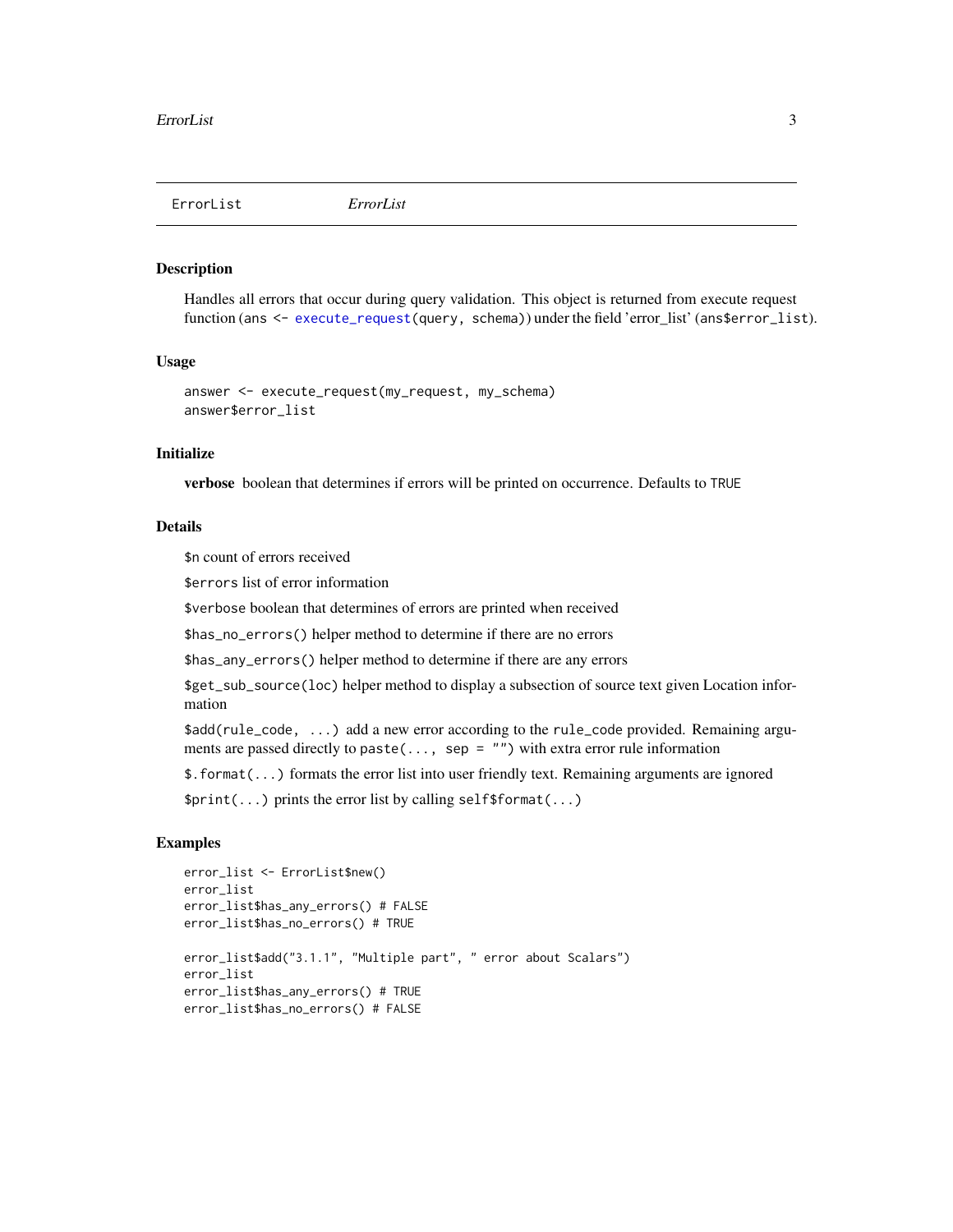## ErrorList &nbsp;&nbsp;&nbsp;&nbsp; *ErrorList*

### Description

Handles all errors that occur during query validation. This object is returned from execute request function (`ans <- execute_request(query, schema)`) under the field 'error_list' (`ans$error_list`).

### Usage

```
answer <- execute_request(my_request, my_schema)
answer$error_list
```

### Initialize

**verbose** boolean that determines if errors will be printed on occurrence. Defaults to `TRUE`

### Details

`$n` count of errors received

`$errors` list of error information

`$verbose` boolean that determines of errors are printed when received

`$has_no_errors()` helper method to determine if there are no errors

`$has_any_errors()` helper method to determine if there are any errors

`$get_sub_source(loc)` helper method to display a subsection of source text given Location information

`$add(rule_code, ...)` add a new error according to the `rule_code` provided. Remaining arguments are passed directly to `paste(..., sep = "")` with extra error rule information

`$.format(...)` formats the error list into user friendly text. Remaining arguments are ignored

`$print(...)` prints the error list by calling `self$format(...)`

### Examples

```
error_list <- ErrorList$new()
error_list
error_list$has_any_errors() # FALSE
error_list$has_no_errors() # TRUE

error_list$add("3.1.1", "Multiple part", " error about Scalars")
error_list
error_list$has_any_errors() # TRUE
error_list$has_no_errors() # FALSE
```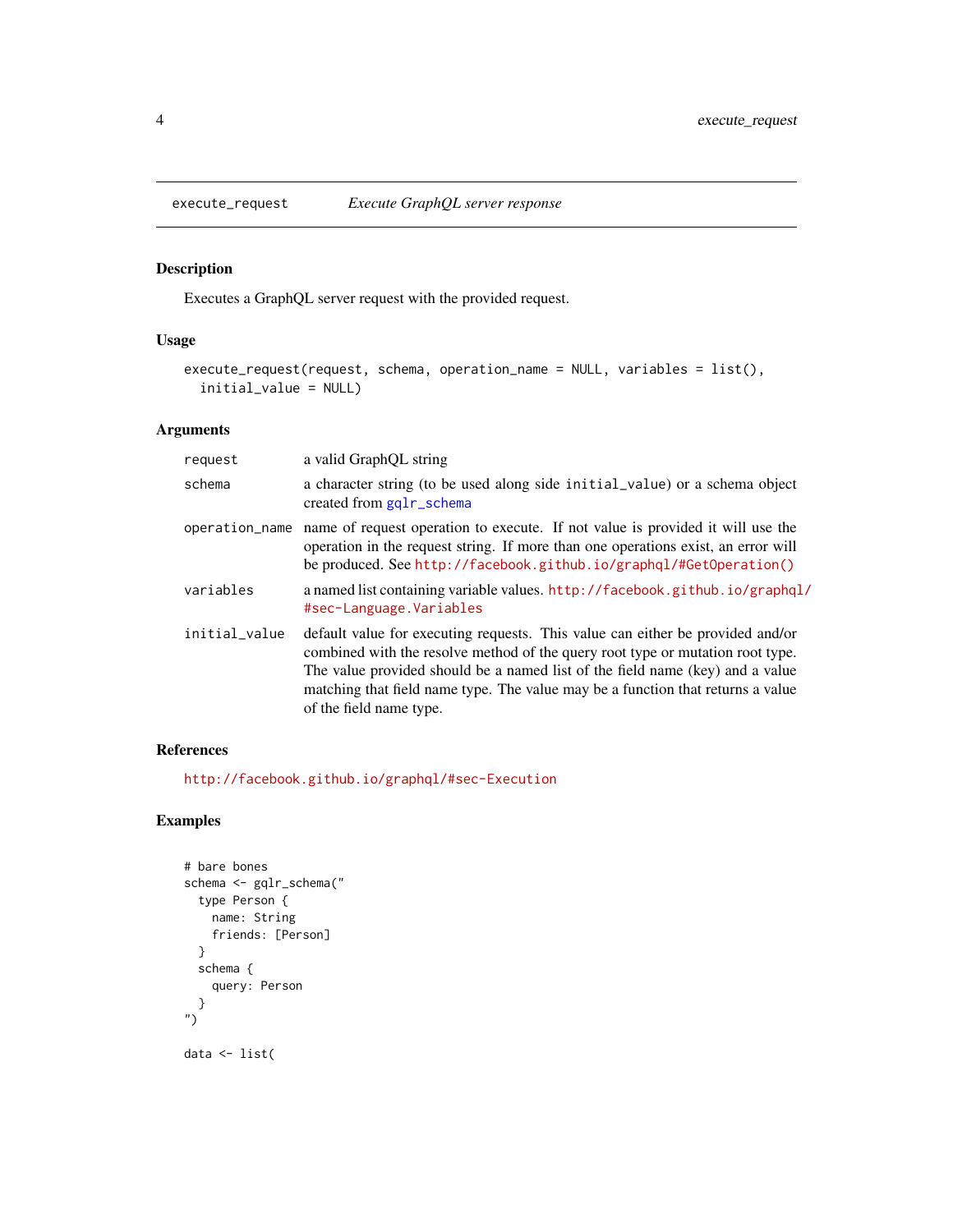## execute_request *Execute GraphQL server response*

### Description

Executes a GraphQL server request with the provided request.

### Usage

```
execute_request(request, schema, operation_name = NULL, variables = list(),
  initial_value = NULL)
```

### Arguments

| | |
|---|---|
| request | a valid GraphQL string |
| schema | a character string (to be used along side initial_value) or a schema object created from gqlr_schema |
| operation_name | name of request operation to execute. If not value is provided it will use the operation in the request string. If more than one operations exist, an error will be produced. See http://facebook.github.io/graphql/#GetOperation() |
| variables | a named list containing variable values. http://facebook.github.io/graphql/#sec-Language.Variables |
| initial_value | default value for executing requests. This value can either be provided and/or combined with the resolve method of the query root type or mutation root type. The value provided should be a named list of the field name (key) and a value matching that field name type. The value may be a function that returns a value of the field name type. |

### References

http://facebook.github.io/graphql/#sec-Execution

### Examples

```
# bare bones
schema <- gqlr_schema("
  type Person {
    name: String
    friends: [Person]
  }
  schema {
    query: Person
  }
")

data <- list(
```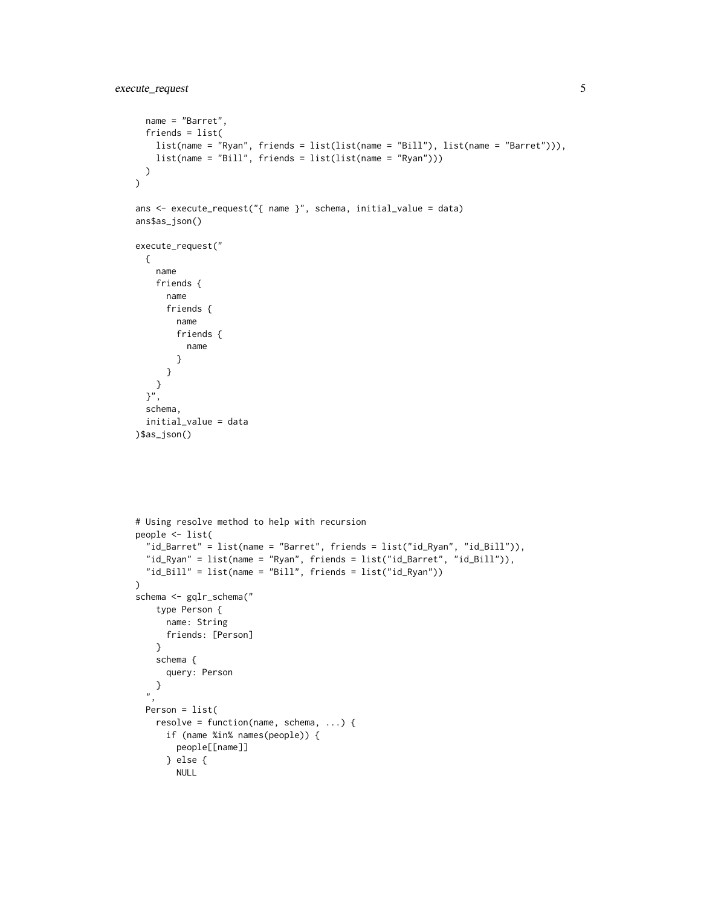```
  name = "Barret",
  friends = list(
    list(name = "Ryan", friends = list(list(name = "Bill"), list(name = "Barret"))),
    list(name = "Bill", friends = list(list(name = "Ryan")))
  )
)

ans <- execute_request("{ name }", schema, initial_value = data)
ans$as_json()

execute_request("
  {
    name
    friends {
      name
      friends {
        name
        friends {
          name
        }
      }
    }
  }",
  schema,
  initial_value = data
)$as_json()
```

```
# Using resolve method to help with recursion
people <- list(
  "id_Barret" = list(name = "Barret", friends = list("id_Ryan", "id_Bill")),
  "id_Ryan" = list(name = "Ryan", friends = list("id_Barret", "id_Bill")),
  "id_Bill" = list(name = "Bill", friends = list("id_Ryan"))
)
schema <- gqlr_schema("
    type Person {
      name: String
      friends: [Person]
    }
    schema {
      query: Person
    }
  ",
  Person = list(
    resolve = function(name, schema, ...) {
      if (name %in% names(people)) {
        people[[name]]
      } else {
        NULL
```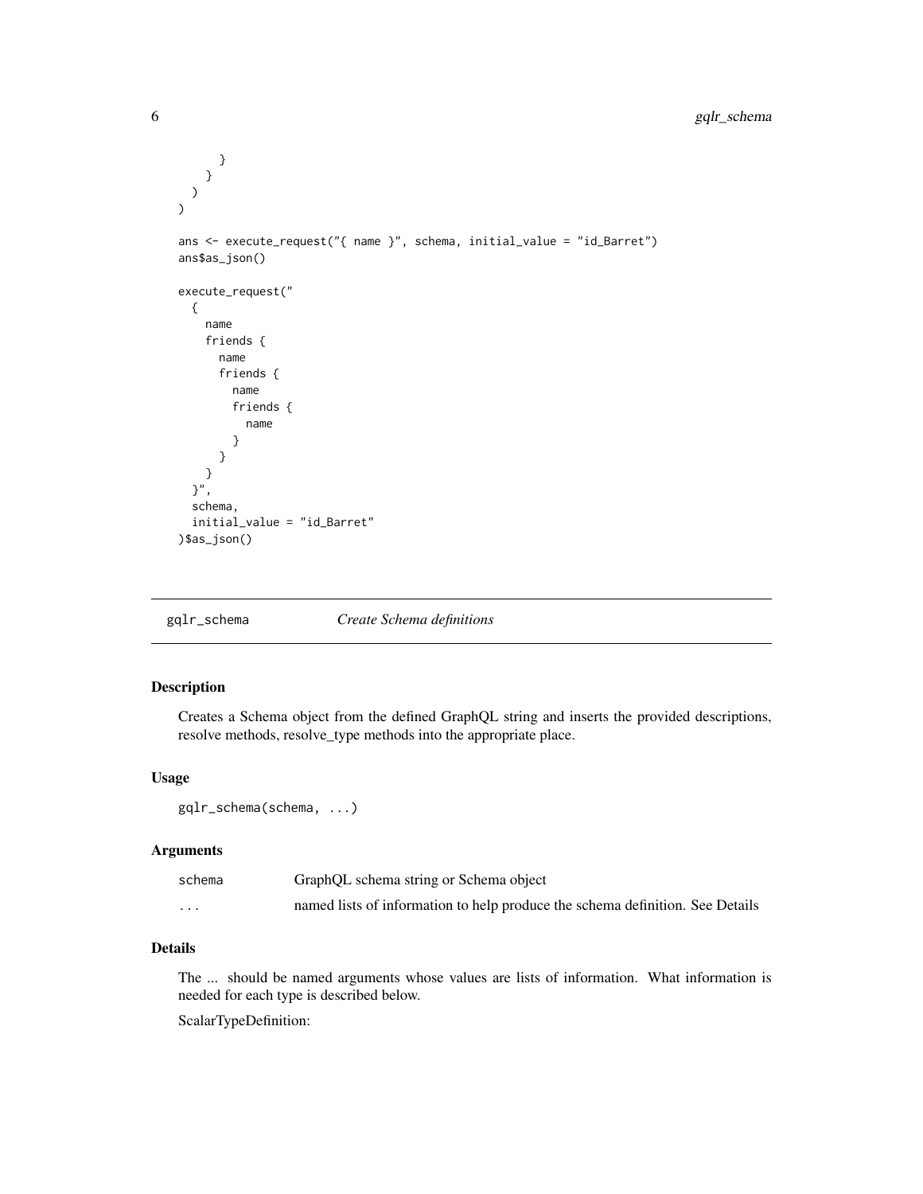```
      }
    }
  )
)

ans <- execute_request("{ name }", schema, initial_value = "id_Barret")
ans$as_json()

execute_request("
  {
    name
    friends {
      name
      friends {
        name
        friends {
          name
        }
      }
    }
  }",
  schema,
  initial_value = "id_Barret"
)$as_json()
```

## gqlr_schema *Create Schema definitions*

### Description

Creates a Schema object from the defined GraphQL string and inserts the provided descriptions, resolve methods, resolve_type methods into the appropriate place.

### Usage

```
gqlr_schema(schema, ...)
```

### Arguments

| | |
|---|---|
| schema | GraphQL schema string or Schema object |
| ... | named lists of information to help produce the schema definition. See Details |

### Details

The ... should be named arguments whose values are lists of information. What information is needed for each type is described below.

ScalarTypeDefinition: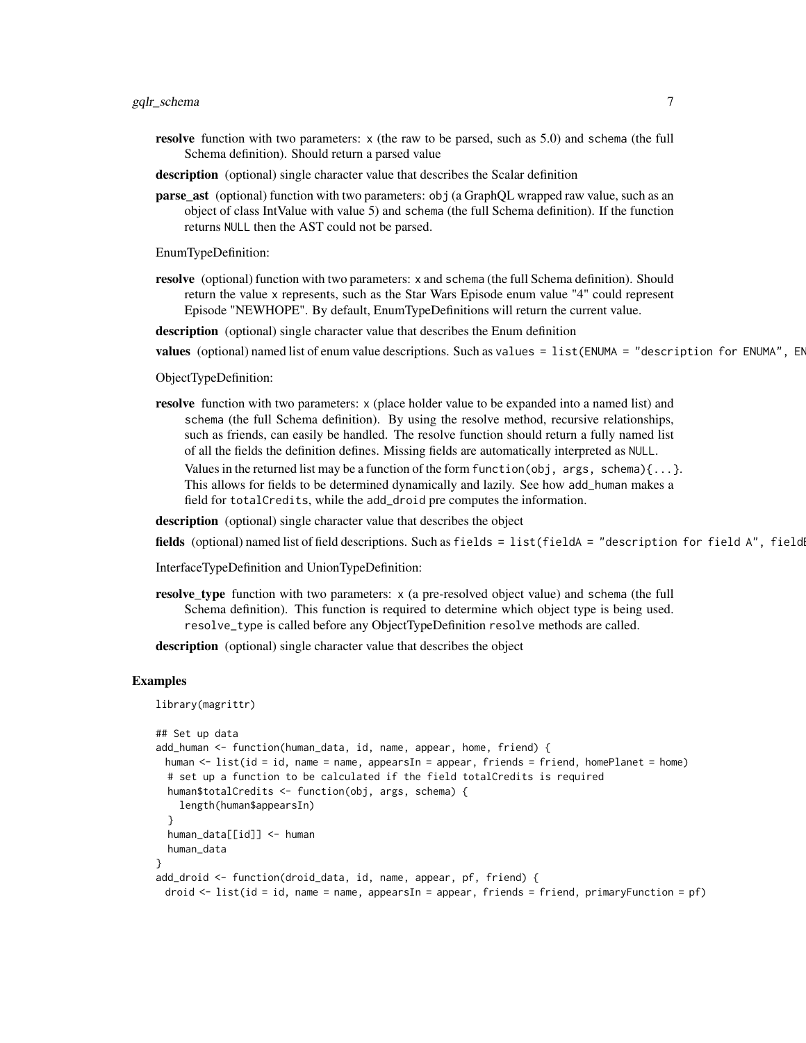**resolve** function with two parameters: x (the raw to be parsed, such as 5.0) and schema (the full Schema definition). Should return a parsed value

**description** (optional) single character value that describes the Scalar definition

**parse_ast** (optional) function with two parameters: obj (a GraphQL wrapped raw value, such as an object of class IntValue with value 5) and schema (the full Schema definition). If the function returns NULL then the AST could not be parsed.

EnumTypeDefinition:

**resolve** (optional) function with two parameters: x and schema (the full Schema definition). Should return the value x represents, such as the Star Wars Episode enum value "4" could represent Episode "NEWHOPE". By default, EnumTypeDefinitions will return the current value.

**description** (optional) single character value that describes the Enum definition

**values** (optional) named list of enum value descriptions. Such as values = list(ENUMA = "description for ENUMA", EN

ObjectTypeDefinition:

**resolve** function with two parameters: x (place holder value to be expanded into a named list) and schema (the full Schema definition). By using the resolve method, recursive relationships, such as friends, can easily be handled. The resolve function should return a fully named list of all the fields the definition defines. Missing fields are automatically interpreted as NULL.

Values in the returned list may be a function of the form function(obj, args, schema){...}. This allows for fields to be determined dynamically and lazily. See how add_human makes a field for totalCredits, while the add_droid pre computes the information.

**description** (optional) single character value that describes the object

**fields** (optional) named list of field descriptions. Such as fields = list(fieldA = "description for field A", fieldE

InterfaceTypeDefinition and UnionTypeDefinition:

**resolve_type** function with two parameters: x (a pre-resolved object value) and schema (the full Schema definition). This function is required to determine which object type is being used. resolve_type is called before any ObjectTypeDefinition resolve methods are called.

**description** (optional) single character value that describes the object

## Examples

```
library(magrittr)

## Set up data
add_human <- function(human_data, id, name, appear, home, friend) {
  human <- list(id = id, name = name, appearsIn = appear, friends = friend, homePlanet = home)
  # set up a function to be calculated if the field totalCredits is required
  human$totalCredits <- function(obj, args, schema) {
    length(human$appearsIn)
  }
  human_data[[id]] <- human
  human_data
}
add_droid <- function(droid_data, id, name, appear, pf, friend) {
  droid <- list(id = id, name = name, appearsIn = appear, friends = friend, primaryFunction = pf)
```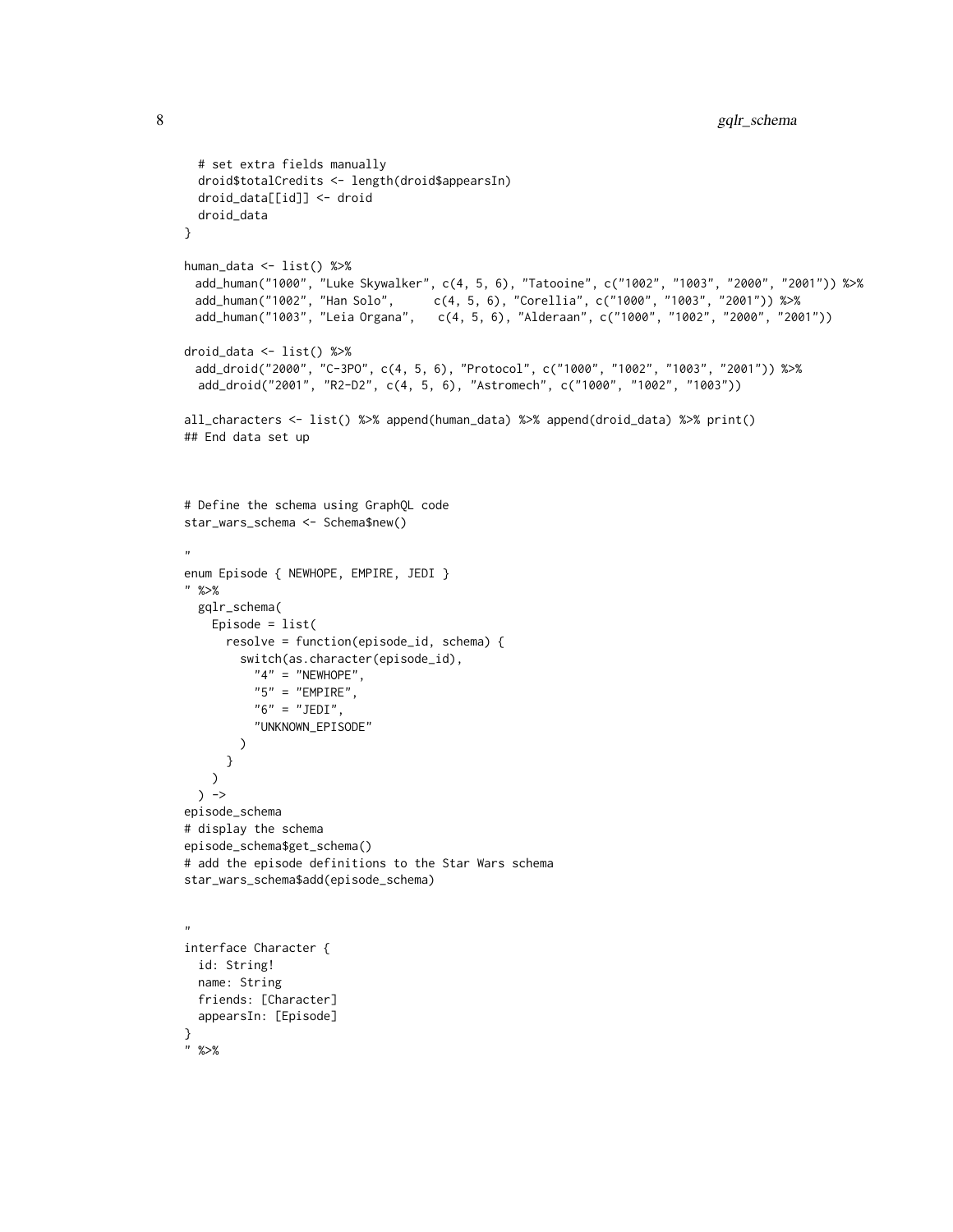```
  # set extra fields manually
  droid$totalCredits <- length(droid$appearsIn)
  droid_data[[id]] <- droid
  droid_data
}

human_data <- list() %>%
  add_human("1000", "Luke Skywalker", c(4, 5, 6), "Tatooine", c("1002", "1003", "2000", "2001")) %>%
  add_human("1002", "Han Solo",      c(4, 5, 6), "Corellia", c("1000", "1003", "2001")) %>%
  add_human("1003", "Leia Organa",    c(4, 5, 6), "Alderaan", c("1000", "1002", "2000", "2001"))

droid_data <- list() %>%
  add_droid("2000", "C-3PO", c(4, 5, 6), "Protocol", c("1000", "1002", "1003", "2001")) %>%
   add_droid("2001", "R2-D2", c(4, 5, 6), "Astromech", c("1000", "1002", "1003"))

all_characters <- list() %>% append(human_data) %>% append(droid_data) %>% print()
## End data set up



# Define the schema using GraphQL code
star_wars_schema <- Schema$new()

"
enum Episode { NEWHOPE, EMPIRE, JEDI }
" %>%
  gqlr_schema(
    Episode = list(
      resolve = function(episode_id, schema) {
        switch(as.character(episode_id),
          "4" = "NEWHOPE",
          "5" = "EMPIRE",
          "6" = "JEDI",
          "UNKNOWN_EPISODE"
        )
      }
    )
  ) ->
episode_schema
# display the schema
episode_schema$get_schema()
# add the episode definitions to the Star Wars schema
star_wars_schema$add(episode_schema)


"
interface Character {
  id: String!
  name: String
  friends: [Character]
  appearsIn: [Episode]
}
" %>%
```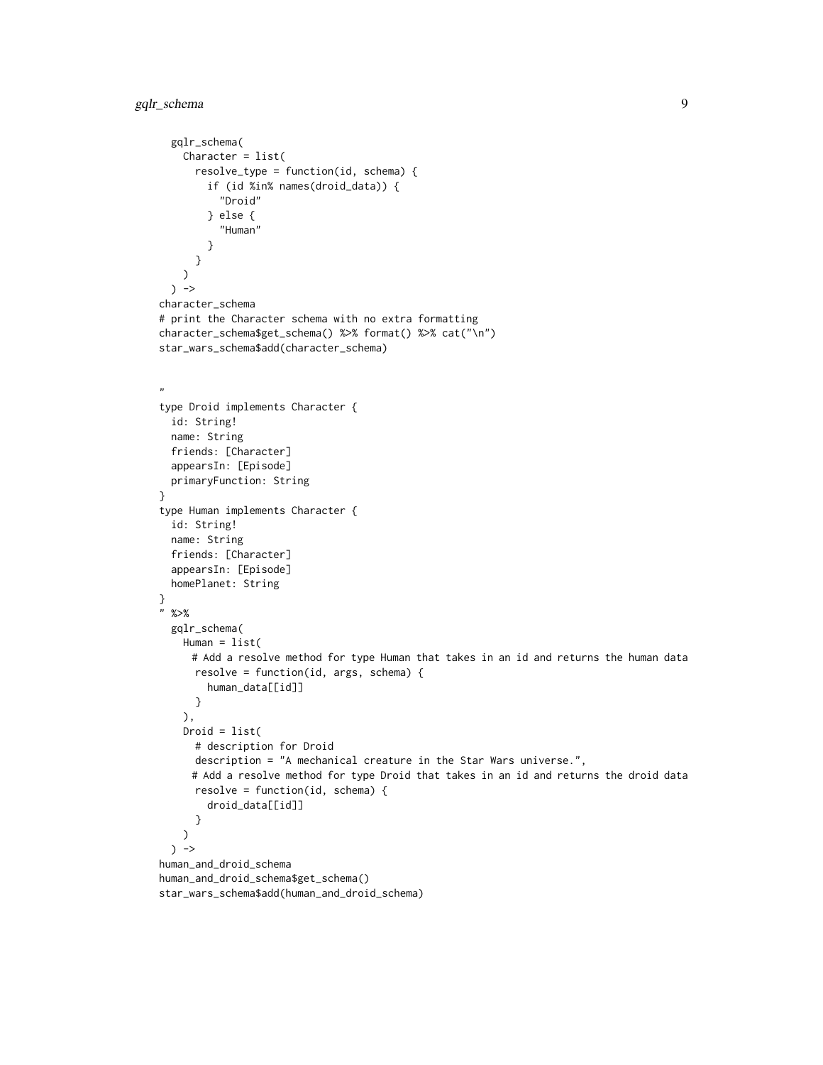```
  gqlr_schema(
    Character = list(
      resolve_type = function(id, schema) {
        if (id %in% names(droid_data)) {
          "Droid"
        } else {
          "Human"
        }
      }
    )
  ) ->
character_schema
# print the Character schema with no extra formatting
character_schema$get_schema() %>% format() %>% cat("\n")
star_wars_schema$add(character_schema)


"
type Droid implements Character {
  id: String!
  name: String
  friends: [Character]
  appearsIn: [Episode]
  primaryFunction: String
}
type Human implements Character {
  id: String!
  name: String
  friends: [Character]
  appearsIn: [Episode]
  homePlanet: String
}
" %>%
  gqlr_schema(
    Human = list(
     # Add a resolve method for type Human that takes in an id and returns the human data
      resolve = function(id, args, schema) {
        human_data[[id]]
      }
    ),
    Droid = list(
      # description for Droid
      description = "A mechanical creature in the Star Wars universe.",
     # Add a resolve method for type Droid that takes in an id and returns the droid data
      resolve = function(id, schema) {
        droid_data[[id]]
      }
    )
  ) ->
human_and_droid_schema
human_and_droid_schema$get_schema()
star_wars_schema$add(human_and_droid_schema)
```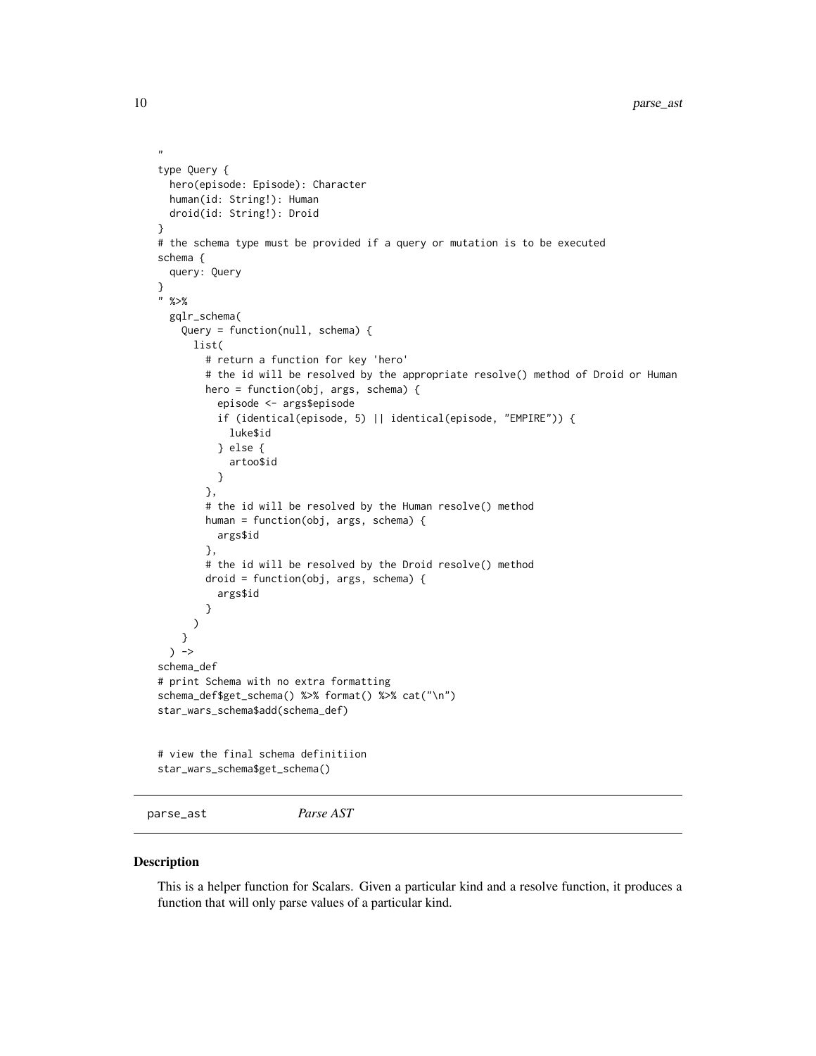```
"
type Query {
  hero(episode: Episode): Character
  human(id: String!): Human
  droid(id: String!): Droid
}
# the schema type must be provided if a query or mutation is to be executed
schema {
  query: Query
}
" %>%
  gqlr_schema(
    Query = function(null, schema) {
      list(
        # return a function for key 'hero'
        # the id will be resolved by the appropriate resolve() method of Droid or Human
        hero = function(obj, args, schema) {
          episode <- args$episode
          if (identical(episode, 5) || identical(episode, "EMPIRE")) {
            luke$id
          } else {
            artoo$id
          }
        },
        # the id will be resolved by the Human resolve() method
        human = function(obj, args, schema) {
          args$id
        },
        # the id will be resolved by the Droid resolve() method
        droid = function(obj, args, schema) {
          args$id
        }
      )
    }
  ) ->
schema_def
# print Schema with no extra formatting
schema_def$get_schema() %>% format() %>% cat("\n")
star_wars_schema$add(schema_def)


# view the final schema definitiion
star_wars_schema$get_schema()
```

## parse_ast *Parse AST*

### Description

This is a helper function for Scalars. Given a particular kind and a resolve function, it produces a function that will only parse values of a particular kind.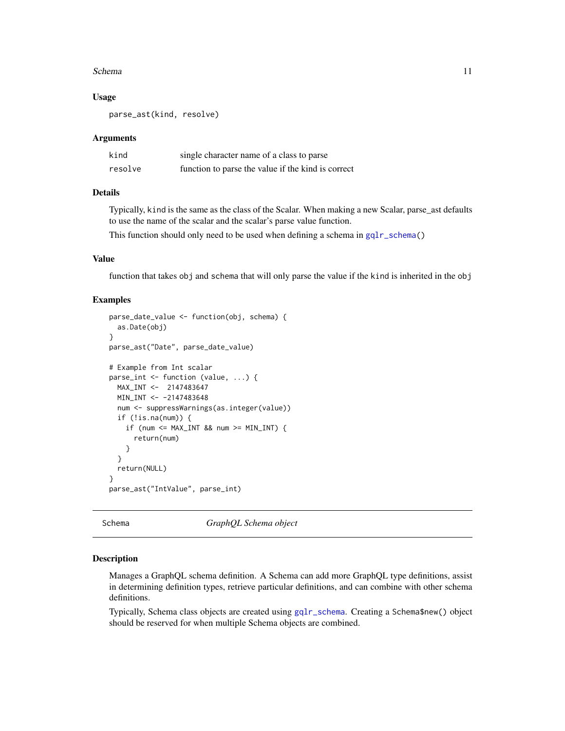### Usage

```
parse_ast(kind, resolve)
```

### Arguments

| | |
|---|---|
| kind | single character name of a class to parse |
| resolve | function to parse the value if the kind is correct |

### Details

Typically, `kind` is the same as the class of the Scalar. When making a new Scalar, parse_ast defaults to use the name of the scalar and the scalar's parse value function.

This function should only need to be used when defining a schema in `gqlr_schema()`

### Value

function that takes `obj` and `schema` that will only parse the value if the `kind` is inherited in the `obj`

### Examples

```
parse_date_value <- function(obj, schema) {
  as.Date(obj)
}
parse_ast("Date", parse_date_value)

# Example from Int scalar
parse_int <- function (value, ...) {
  MAX_INT <-  2147483647
  MIN_INT <- -2147483648
  num <- suppressWarnings(as.integer(value))
  if (!is.na(num)) {
    if (num <= MAX_INT && num >= MIN_INT) {
      return(num)
    }
  }
  return(NULL)
}
parse_ast("IntValue", parse_int)
```

---

## Schema — *GraphQL Schema object*

---

### Description

Manages a GraphQL schema definition. A Schema can add more GraphQL type definitions, assist in determining definition types, retrieve particular definitions, and can combine with other schema definitions.

Typically, Schema class objects are created using `gqlr_schema`. Creating a `Schema$new()` object should be reserved for when multiple Schema objects are combined.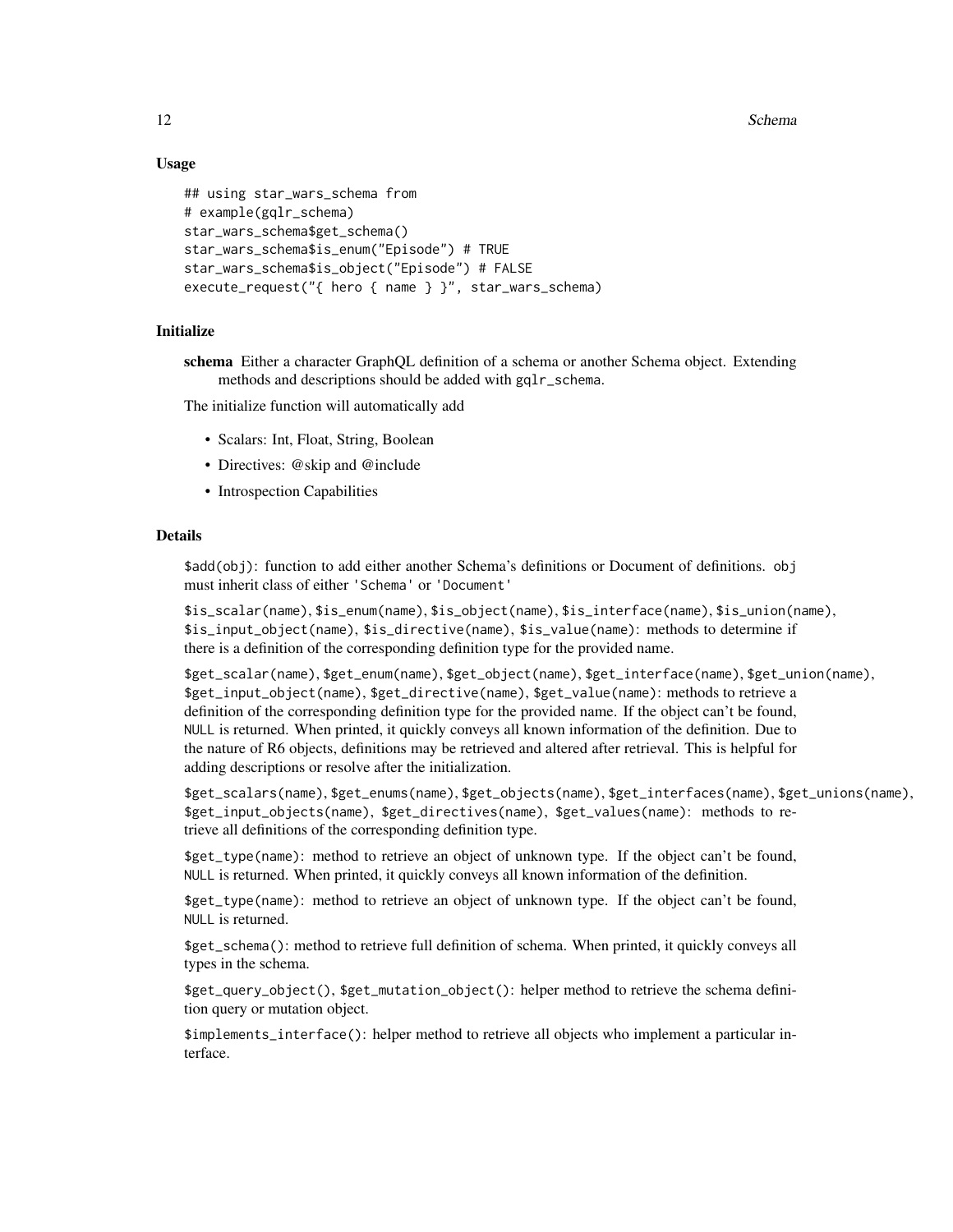### Usage

```
## using star_wars_schema from
# example(gqlr_schema)
star_wars_schema$get_schema()
star_wars_schema$is_enum("Episode") # TRUE
star_wars_schema$is_object("Episode") # FALSE
execute_request("{ hero { name } }", star_wars_schema)
```

### Initialize

**schema** Either a character GraphQL definition of a schema or another Schema object. Extending methods and descriptions should be added with `gqlr_schema`.

The initialize function will automatically add

- Scalars: Int, Float, String, Boolean
- Directives: @skip and @include
- Introspection Capabilities

### Details

`$add(obj)`: function to add either another Schema's definitions or Document of definitions. `obj` must inherit class of either `'Schema'` or `'Document'`

`$is_scalar(name)`, `$is_enum(name)`, `$is_object(name)`, `$is_interface(name)`, `$is_union(name)`, `$is_input_object(name)`, `$is_directive(name)`, `$is_value(name)`: methods to determine if there is a definition of the corresponding definition type for the provided name.

`$get_scalar(name)`, `$get_enum(name)`, `$get_object(name)`, `$get_interface(name)`, `$get_union(name)`, `$get_input_object(name)`, `$get_directive(name)`, `$get_value(name)`: methods to retrieve a definition of the corresponding definition type for the provided name. If the object can't be found, `NULL` is returned. When printed, it quickly conveys all known information of the definition. Due to the nature of R6 objects, definitions may be retrieved and altered after retrieval. This is helpful for adding descriptions or resolve after the initialization.

`$get_scalars(name)`, `$get_enums(name)`, `$get_objects(name)`, `$get_interfaces(name)`, `$get_unions(name)`, `$get_input_objects(name)`, `$get_directives(name)`, `$get_values(name)`: methods to retrieve all definitions of the corresponding definition type.

`$get_type(name)`: method to retrieve an object of unknown type. If the object can't be found, `NULL` is returned. When printed, it quickly conveys all known information of the definition.

`$get_type(name)`: method to retrieve an object of unknown type. If the object can't be found, `NULL` is returned.

`$get_schema()`: method to retrieve full definition of schema. When printed, it quickly conveys all types in the schema.

`$get_query_object()`, `$get_mutation_object()`: helper method to retrieve the schema definition query or mutation object.

`$implements_interface()`: helper method to retrieve all objects who implement a particular interface.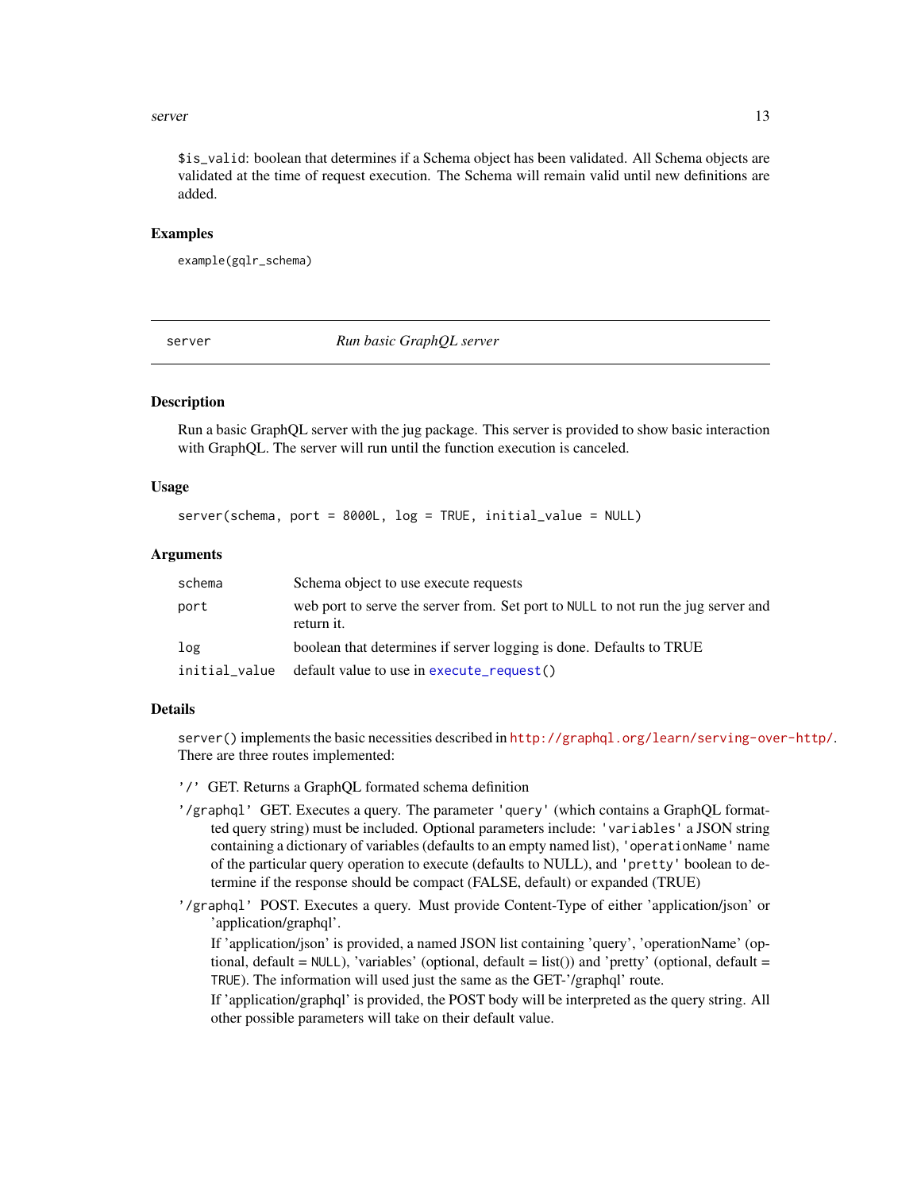`$is_valid`: boolean that determines if a Schema object has been validated. All Schema objects are validated at the time of request execution. The Schema will remain valid until new definitions are added.

### Examples

```
example(gqlr_schema)
```

---

## server — *Run basic GraphQL server*

### Description

Run a basic GraphQL server with the jug package. This server is provided to show basic interaction with GraphQL. The server will run until the function execution is canceled.

### Usage

```
server(schema, port = 8000L, log = TRUE, initial_value = NULL)
```

### Arguments

| | |
|---|---|
| `schema` | Schema object to use execute requests |
| `port` | web port to serve the server from. Set port to `NULL` to not run the jug server and return it. |
| `log` | boolean that determines if server logging is done. Defaults to TRUE |
| `initial_value` | default value to use in `execute_request()` |

### Details

`server()` implements the basic necessities described in http://graphql.org/learn/serving-over-http/. There are three routes implemented:

`'/'` GET. Returns a GraphQL formated schema definition

`'/graphql'` GET. Executes a query. The parameter `'query'` (which contains a GraphQL formatted query string) must be included. Optional parameters include: `'variables'` a JSON string containing a dictionary of variables (defaults to an empty named list), `'operationName'` name of the particular query operation to execute (defaults to NULL), and `'pretty'` boolean to determine if the response should be compact (FALSE, default) or expanded (TRUE)

`'/graphql'` POST. Executes a query. Must provide Content-Type of either 'application/json' or 'application/graphql'.

If 'application/json' is provided, a named JSON list containing 'query', 'operationName' (optional, default = `NULL`), 'variables' (optional, default = list()) and 'pretty' (optional, default = `TRUE`). The information will used just the same as the GET-'/graphql' route.

If 'application/graphql' is provided, the POST body will be interpreted as the query string. All other possible parameters will take on their default value.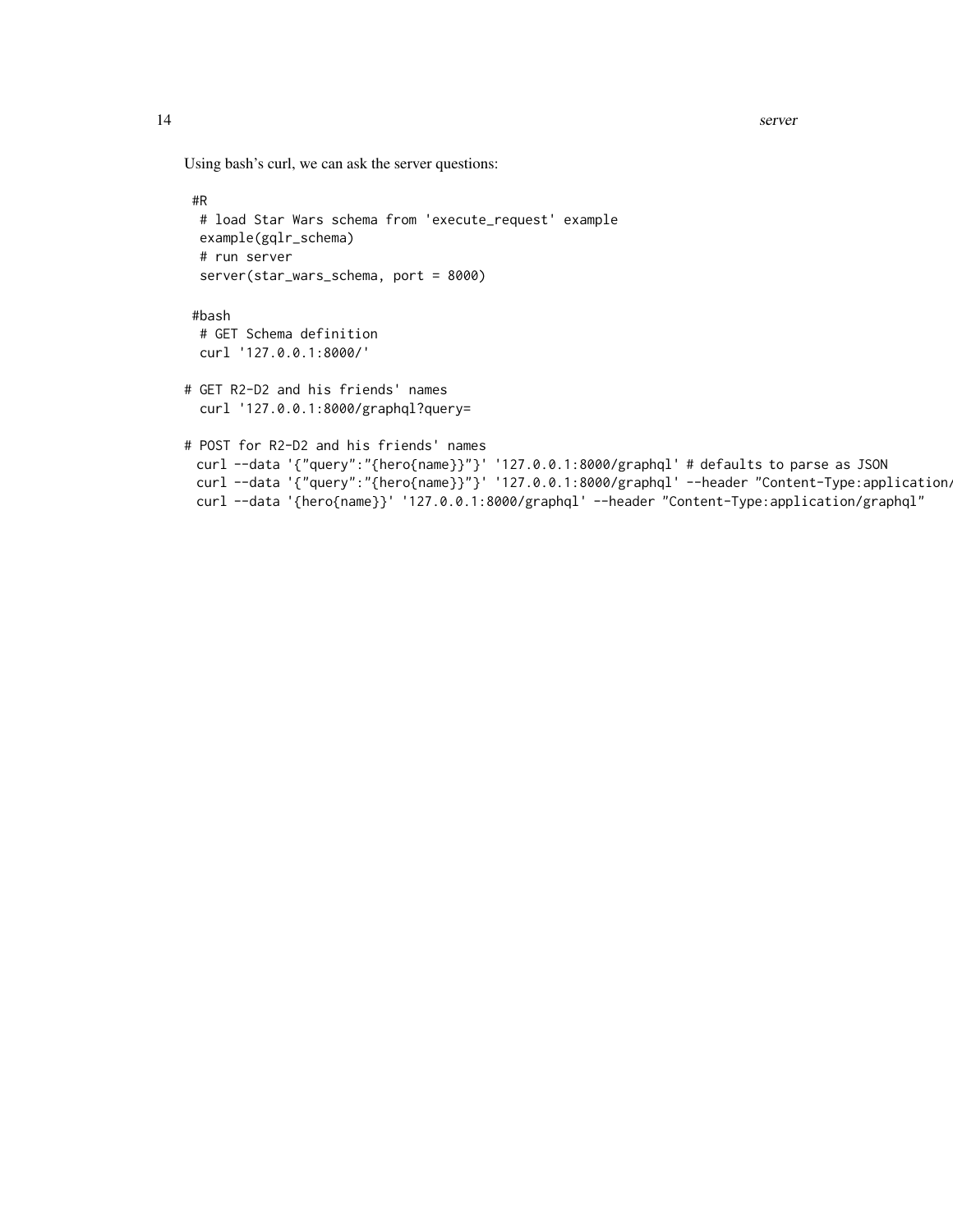Using bash's curl, we can ask the server questions:

```
 #R
  # load Star Wars schema from 'execute_request' example
  example(gqlr_schema)
  # run server
  server(star_wars_schema, port = 8000)

 #bash
  # GET Schema definition
  curl '127.0.0.1:8000/'

# GET R2-D2 and his friends' names
  curl '127.0.0.1:8000/graphql?query=

# POST for R2-D2 and his friends' names
 curl --data '{"query":"{hero{name}}"}' '127.0.0.1:8000/graphql' # defaults to parse as JSON
 curl --data '{"query":"{hero{name}}"}' '127.0.0.1:8000/graphql' --header "Content-Type:application/
 curl --data '{hero{name}}' '127.0.0.1:8000/graphql' --header "Content-Type:application/graphql"
```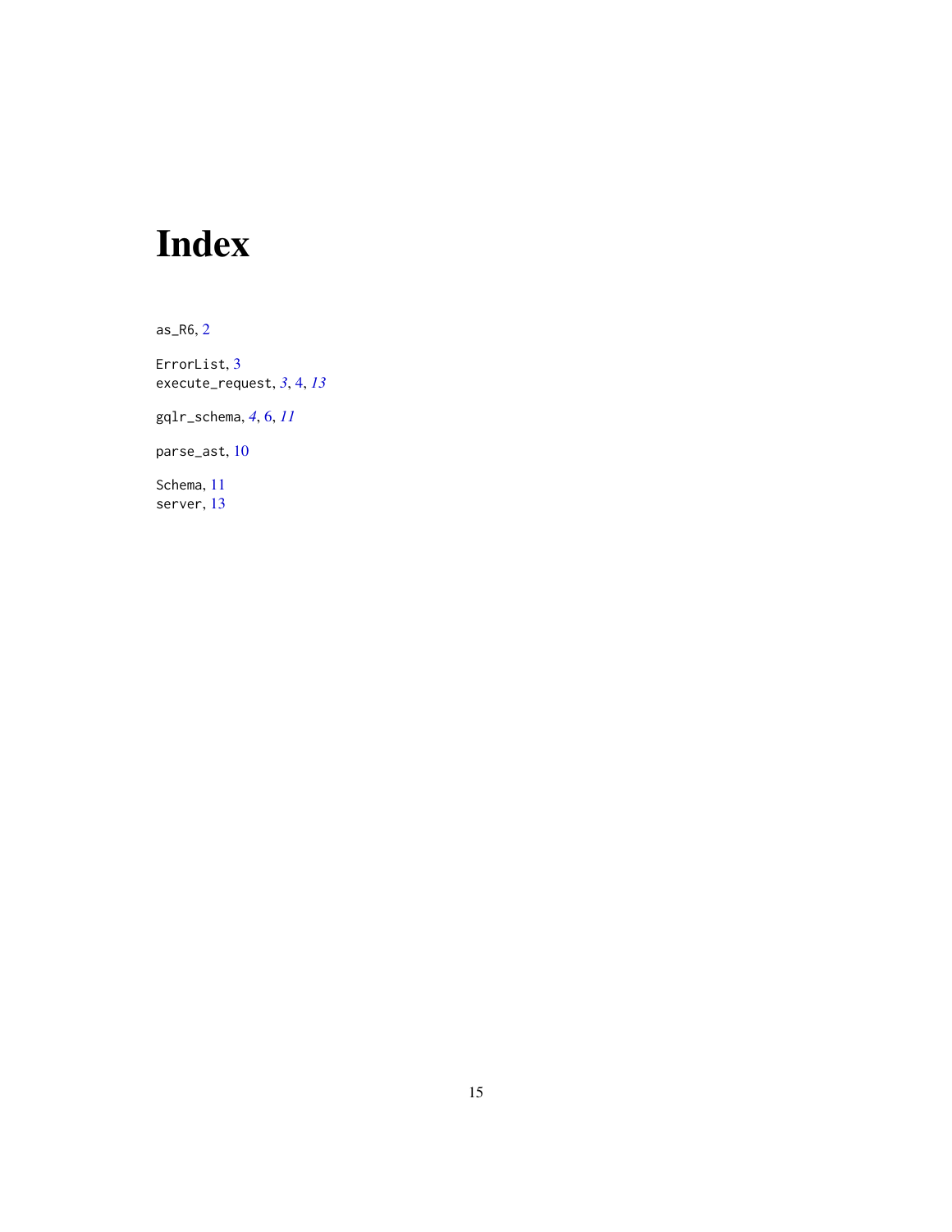# Index

as_R6, 2

ErrorList, 3
execute_request, *3*, 4, *13*

gqlr_schema, *4*, 6, *11*

parse_ast, 10

Schema, 11
server, 13